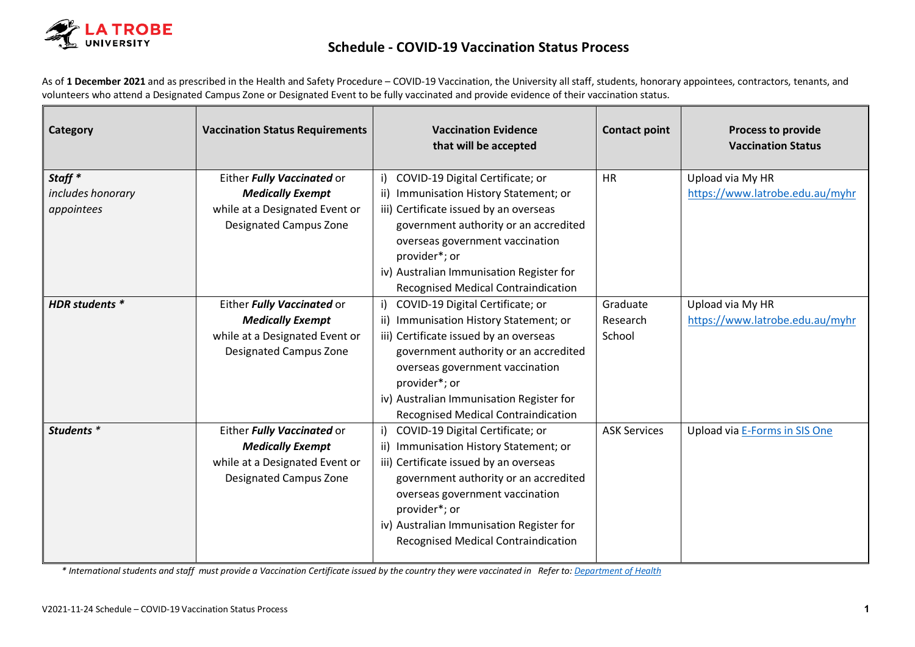# Schedule - COVID-19 Vaccination Status Process

As of **1 December 2021** and as prescribed in the Health and Safety Procedure – COVID-19 Vaccination, the University all staff, students, honorary appointees, contractors, tenants, and volunteers who attend a Designated Campus Zone or Designated Event to be fully vaccinated and provide evidence of their vaccination status.

| Category | Vaccination Status Requirements | Vaccination Evidence that will be accepted | Contact point | Process to provide Vaccination Status |
|---|---|---|---|---|
| ***Staff**** *includes honorary appointees* | Either ***Fully Vaccinated*** or ***Medically Exempt*** while at a Designated Event or Designated Campus Zone | i) COVID-19 Digital Certificate; or<br>ii) Immunisation History Statement; or<br>iii) Certificate issued by an overseas government authority or an accredited overseas government vaccination provider*; or<br>iv) Australian Immunisation Register for Recognised Medical Contraindication | HR | Upload via My HR https://www.latrobe.edu.au/myhr |
| ***HDR students **** | Either ***Fully Vaccinated*** or ***Medically Exempt*** while at a Designated Event or Designated Campus Zone | i) COVID-19 Digital Certificate; or<br>ii) Immunisation History Statement; or<br>iii) Certificate issued by an overseas government authority or an accredited overseas government vaccination provider*; or<br>iv) Australian Immunisation Register for Recognised Medical Contraindication | Graduate Research School | Upload via My HR https://www.latrobe.edu.au/myhr |
| ***Students**** | Either ***Fully Vaccinated*** or ***Medically Exempt*** while at a Designated Event or Designated Campus Zone | i) COVID-19 Digital Certificate; or<br>ii) Immunisation History Statement; or<br>iii) Certificate issued by an overseas government authority or an accredited overseas government vaccination provider*; or<br>iv) Australian Immunisation Register for Recognised Medical Contraindication | ASK Services | Upload via E-Forms in SIS One |

*\* International students and staff must provide a Vaccination Certificate issued by the country they were vaccinated in Refer to: Department of Health*

V2021-11-24 Schedule – COVID-19 Vaccination Status Process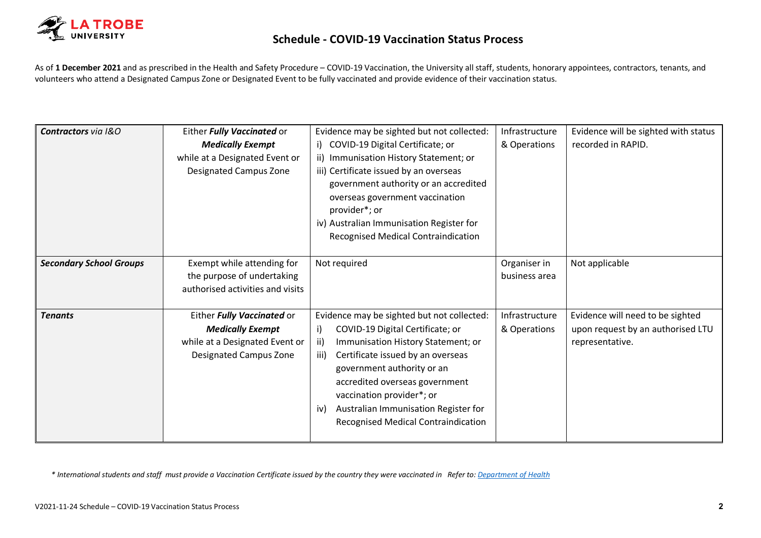# Schedule - COVID-19 Vaccination Status Process

As of **1 December 2021** and as prescribed in the Health and Safety Procedure – COVID-19 Vaccination, the University all staff, students, honorary appointees, contractors, tenants, and volunteers who attend a Designated Campus Zone or Designated Event to be fully vaccinated and provide evidence of their vaccination status.

| | | | | |
|---|---|---|---|---|
| ***Contractors** via I&O* | Either ***Fully Vaccinated*** or ***Medically Exempt*** while at a Designated Event or Designated Campus Zone | Evidence may be sighted but not collected: i) COVID-19 Digital Certificate; or ii) Immunisation History Statement; or iii) Certificate issued by an overseas government authority or an accredited overseas government vaccination provider*; or iv) Australian Immunisation Register for Recognised Medical Contraindication | Infrastructure & Operations | Evidence will be sighted with status recorded in RAPID. |
| ***Secondary School Groups*** | Exempt while attending for the purpose of undertaking authorised activities and visits | Not required | Organiser in business area | Not applicable |
| ***Tenants*** | Either ***Fully Vaccinated*** or ***Medically Exempt*** while at a Designated Event or Designated Campus Zone | Evidence may be sighted but not collected: i) COVID-19 Digital Certificate; or ii) Immunisation History Statement; or iii) Certificate issued by an overseas government authority or an accredited overseas government vaccination provider*; or iv) Australian Immunisation Register for Recognised Medical Contraindication | Infrastructure & Operations | Evidence will need to be sighted upon request by an authorised LTU representative. |

*\* International students and staff must provide a Vaccination Certificate issued by the country they were vaccinated in Refer to: [Department of Health]*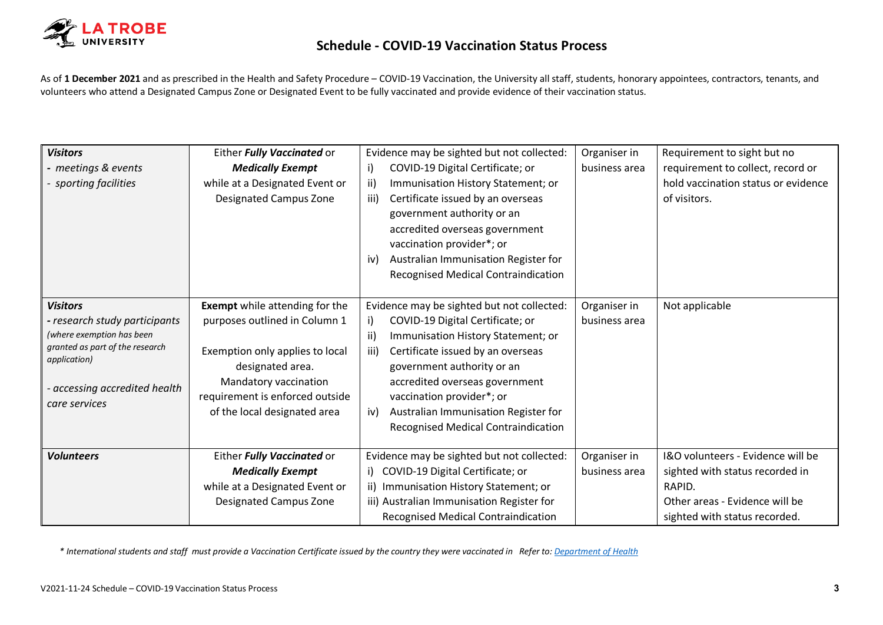# Schedule - COVID-19 Vaccination Status Process

As of **1 December 2021** and as prescribed in the Health and Safety Procedure – COVID-19 Vaccination, the University all staff, students, honorary appointees, contractors, tenants, and volunteers who attend a Designated Campus Zone or Designated Event to be fully vaccinated and provide evidence of their vaccination status.

| | | | | |
|---|---|---|---|---|
| ***Visitors***<br>**-** *meetings & events*<br>- *sporting facilities* | Either ***Fully Vaccinated*** or ***Medically Exempt*** while at a Designated Event or Designated Campus Zone | Evidence may be sighted but not collected:<br>i) COVID-19 Digital Certificate; or<br>ii) Immunisation History Statement; or<br>iii) Certificate issued by an overseas government authority or an accredited overseas government vaccination provider*; or<br>iv) Australian Immunisation Register for Recognised Medical Contraindication | Organiser in business area | Requirement to sight but no requirement to collect, record or hold vaccination status or evidence of visitors. |
| ***Visitors***<br>**-** *research study participants*<br>*(where exemption has been granted as part of the research application)*<br>- *accessing accredited health care services* | **Exempt** while attending for the purposes outlined in Column 1<br><br>Exemption only applies to local designated area.<br>Mandatory vaccination requirement is enforced outside of the local designated area | Evidence may be sighted but not collected:<br>i) COVID-19 Digital Certificate; or<br>ii) Immunisation History Statement; or<br>iii) Certificate issued by an overseas government authority or an accredited overseas government vaccination provider*; or<br>iv) Australian Immunisation Register for Recognised Medical Contraindication | Organiser in business area | Not applicable |
| ***Volunteers*** | Either ***Fully Vaccinated*** or ***Medically Exempt*** while at a Designated Event or Designated Campus Zone | Evidence may be sighted but not collected:<br>i) COVID-19 Digital Certificate; or<br>ii) Immunisation History Statement; or<br>iii) Australian Immunisation Register for Recognised Medical Contraindication | Organiser in business area | I&O volunteers - Evidence will be sighted with status recorded in RAPID.<br>Other areas - Evidence will be sighted with status recorded. |

*\* International students and staff must provide a Vaccination Certificate issued by the country they were vaccinated in Refer to: [Department of Health](#)*